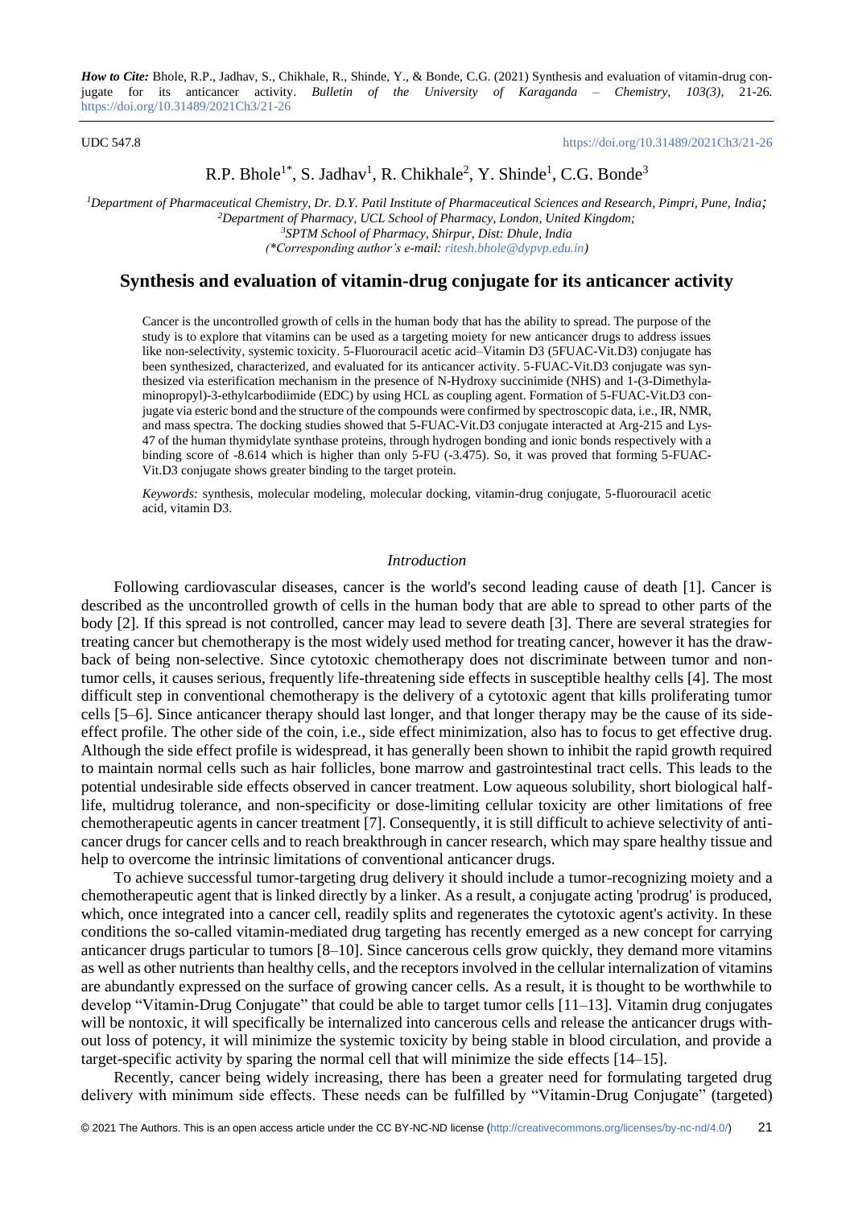*How to Cite:* Bhole, R.P., Jadhav, S., Chikhale, R., Shinde, Y., & Bonde, C.G. (2021) Synthesis and evaluation of vitamin-drug conjugate for its anticancer activity. *Bulletin of the University of Karaganda – Chemistry, 103(3),* 21-26. https://doi.org/10.31489/2021Ch3/21-26

UDC 547.8 https://doi.org/10.31489/2021Ch3/21-26

R.P. Bhole[1*], S. Jadhav[1], R. Chikhale[2], Y. Shinde[1], C.G. Bonde[3]

[1]*Department of Pharmaceutical Chemistry, Dr. D.Y. Patil Institute of Pharmaceutical Sciences and Research, Pimpri, Pune, India;*
[2]*Department of Pharmacy, UCL School of Pharmacy, London, United Kingdom;*
[3]*SPTM School of Pharmacy, Shirpur, Dist: Dhule, India*
*(\*Corresponding author's e-mail: ritesh.bhole@dypvp.edu.in)*

# Synthesis and evaluation of vitamin-drug conjugate for its anticancer activity

Cancer is the uncontrolled growth of cells in the human body that has the ability to spread. The purpose of the study is to explore that vitamins can be used as a targeting moiety for new anticancer drugs to address issues like non-selectivity, systemic toxicity. 5-Fluorouracil acetic acid–Vitamin D3 (5FUAC-Vit.D3) conjugate has been synthesized, characterized, and evaluated for its anticancer activity. 5-FUAC-Vit.D3 conjugate was synthesized via esterification mechanism in the presence of N-Hydroxy succinimide (NHS) and 1-(3-Dimethylaminopropyl)-3-ethylcarbodiimide (EDC) by using HCL as coupling agent. Formation of 5-FUAC-Vit.D3 conjugate via esteric bond and the structure of the compounds were confirmed by spectroscopic data, i.e., IR, NMR, and mass spectra. The docking studies showed that 5-FUAC-Vit.D3 conjugate interacted at Arg-215 and Lys-47 of the human thymidylate synthase proteins, through hydrogen bonding and ionic bonds respectively with a binding score of -8.614 which is higher than only 5-FU (-3.475). So, it was proved that forming 5-FUAC-Vit.D3 conjugate shows greater binding to the target protein.

*Keywords:* synthesis, molecular modeling, molecular docking, vitamin-drug conjugate, 5-fluorouracil acetic acid, vitamin D3.

## *Introduction*

Following cardiovascular diseases, cancer is the world's second leading cause of death [1]. Cancer is described as the uncontrolled growth of cells in the human body that are able to spread to other parts of the body [2]. If this spread is not controlled, cancer may lead to severe death [3]. There are several strategies for treating cancer but chemotherapy is the most widely used method for treating cancer, however it has the drawback of being non-selective. Since cytotoxic chemotherapy does not discriminate between tumor and non-tumor cells, it causes serious, frequently life-threatening side effects in susceptible healthy cells [4]. The most difficult step in conventional chemotherapy is the delivery of a cytotoxic agent that kills proliferating tumor cells [5–6]. Since anticancer therapy should last longer, and that longer therapy may be the cause of its side-effect profile. The other side of the coin, i.e., side effect minimization, also has to focus to get effective drug. Although the side effect profile is widespread, it has generally been shown to inhibit the rapid growth required to maintain normal cells such as hair follicles, bone marrow and gastrointestinal tract cells. This leads to the potential undesirable side effects observed in cancer treatment. Low aqueous solubility, short biological half-life, multidrug tolerance, and non-specificity or dose-limiting cellular toxicity are other limitations of free chemotherapeutic agents in cancer treatment [7]. Consequently, it is still difficult to achieve selectivity of anticancer drugs for cancer cells and to reach breakthrough in cancer research, which may spare healthy tissue and help to overcome the intrinsic limitations of conventional anticancer drugs.

To achieve successful tumor-targeting drug delivery it should include a tumor-recognizing moiety and a chemotherapeutic agent that is linked directly by a linker. As a result, a conjugate acting 'prodrug' is produced, which, once integrated into a cancer cell, readily splits and regenerates the cytotoxic agent's activity. In these conditions the so-called vitamin-mediated drug targeting has recently emerged as a new concept for carrying anticancer drugs particular to tumors [8–10]. Since cancerous cells grow quickly, they demand more vitamins as well as other nutrients than healthy cells, and the receptors involved in the cellular internalization of vitamins are abundantly expressed on the surface of growing cancer cells. As a result, it is thought to be worthwhile to develop "Vitamin-Drug Conjugate" that could be able to target tumor cells [11–13]. Vitamin drug conjugates will be nontoxic, it will specifically be internalized into cancerous cells and release the anticancer drugs without loss of potency, it will minimize the systemic toxicity by being stable in blood circulation, and provide a target-specific activity by sparing the normal cell that will minimize the side effects [14–15].

Recently, cancer being widely increasing, there has been a greater need for formulating targeted drug delivery with minimum side effects. These needs can be fulfilled by "Vitamin-Drug Conjugate" (targeted)

© 2021 The Authors. This is an open access article under the CC BY-NC-ND license (http://creativecommons.org/licenses/by-nc-nd/4.0/)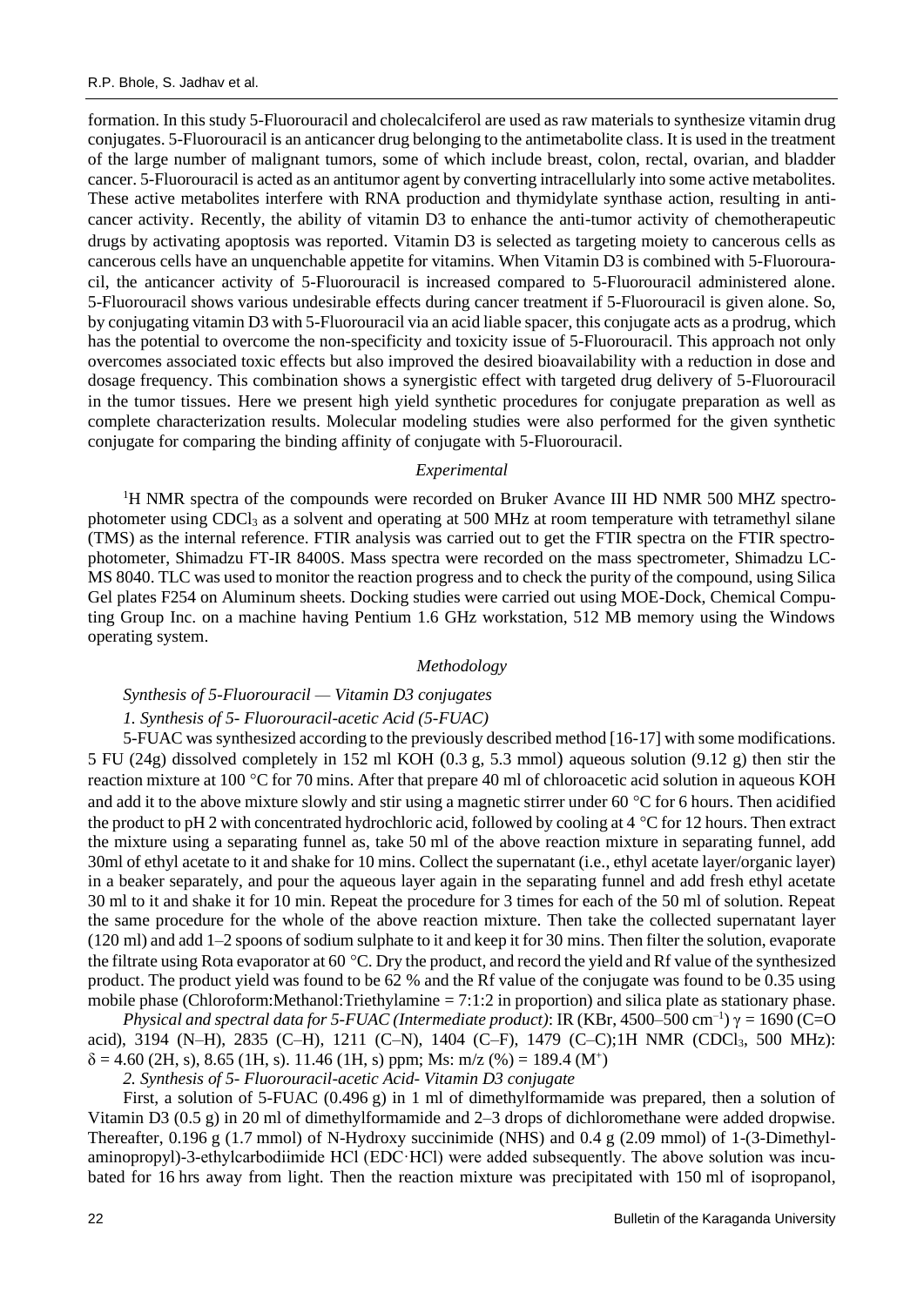formation. In this study 5-Fluorouracil and cholecalciferol are used as raw materials to synthesize vitamin drug conjugates. 5-Fluorouracil is an anticancer drug belonging to the antimetabolite class. It is used in the treatment of the large number of malignant tumors, some of which include breast, colon, rectal, ovarian, and bladder cancer. 5-Fluorouracil is acted as an antitumor agent by converting intracellularly into some active metabolites. These active metabolites interfere with RNA production and thymidylate synthase action, resulting in anticancer activity. Recently, the ability of vitamin D3 to enhance the anti-tumor activity of chemotherapeutic drugs by activating apoptosis was reported. Vitamin D3 is selected as targeting moiety to cancerous cells as cancerous cells have an unquenchable appetite for vitamins. When Vitamin D3 is combined with 5-Fluorouracil, the anticancer activity of 5-Fluorouracil is increased compared to 5-Fluorouracil administered alone. 5-Fluorouracil shows various undesirable effects during cancer treatment if 5-Fluorouracil is given alone. So, by conjugating vitamin D3 with 5-Fluorouracil via an acid liable spacer, this conjugate acts as a prodrug, which has the potential to overcome the non-specificity and toxicity issue of 5-Fluorouracil. This approach not only overcomes associated toxic effects but also improved the desired bioavailability with a reduction in dose and dosage frequency. This combination shows a synergistic effect with targeted drug delivery of 5-Fluorouracil in the tumor tissues. Here we present high yield synthetic procedures for conjugate preparation as well as complete characterization results. Molecular modeling studies were also performed for the given synthetic conjugate for comparing the binding affinity of conjugate with 5-Fluorouracil.

### *Experimental*

$^1$H NMR spectra of the compounds were recorded on Bruker Avance III HD NMR 500 MHZ spectrophotometer using $CDCl_3$ as a solvent and operating at 500 MHz at room temperature with tetramethyl silane (TMS) as the internal reference. FTIR analysis was carried out to get the FTIR spectra on the FTIR spectrophotometer, Shimadzu FT-IR 8400S. Mass spectra were recorded on the mass spectrometer, Shimadzu LC-MS 8040. TLC was used to monitor the reaction progress and to check the purity of the compound, using Silica Gel plates F254 on Aluminum sheets. Docking studies were carried out using MOE-Dock, Chemical Computing Group Inc. on a machine having Pentium 1.6 GHz workstation, 512 MB memory using the Windows operating system.

### *Methodology*

*Synthesis of 5-Fluorouracil — Vitamin D3 conjugates*

*1. Synthesis of 5- Fluorouracil-acetic Acid (5-FUAC)*

5-FUAC was synthesized according to the previously described method [16-17] with some modifications. 5 FU (24g) dissolved completely in 152 ml KOH (0.3 g, 5.3 mmol) aqueous solution (9.12 g) then stir the reaction mixture at 100 °C for 70 mins. After that prepare 40 ml of chloroacetic acid solution in aqueous KOH and add it to the above mixture slowly and stir using a magnetic stirrer under 60 °C for 6 hours. Then acidified the product to pH 2 with concentrated hydrochloric acid, followed by cooling at 4 °C for 12 hours. Then extract the mixture using a separating funnel as, take 50 ml of the above reaction mixture in separating funnel, add 30ml of ethyl acetate to it and shake for 10 mins. Collect the supernatant (i.e., ethyl acetate layer/organic layer) in a beaker separately, and pour the aqueous layer again in the separating funnel and add fresh ethyl acetate 30 ml to it and shake it for 10 min. Repeat the procedure for 3 times for each of the 50 ml of solution. Repeat the same procedure for the whole of the above reaction mixture. Then take the collected supernatant layer (120 ml) and add 1–2 spoons of sodium sulphate to it and keep it for 30 mins. Then filter the solution, evaporate the filtrate using Rota evaporator at 60 °C. Dry the product, and record the yield and Rf value of the synthesized product. The product yield was found to be 62 % and the Rf value of the conjugate was found to be 0.35 using mobile phase (Chloroform:Methanol:Triethylamine = 7:1:2 in proportion) and silica plate as stationary phase.

*Physical and spectral data for 5-FUAC (Intermediate product)*: IR (KBr, 4500–500 $cm^{-1}$) $\gamma$ = 1690 (C=O acid), 3194 (N–H), 2835 (C–H), 1211 (C–N), 1404 (C–F), 1479 (C–C);1H NMR ($CDCl_3$, 500 MHz): $\delta$ = 4.60 (2H, s), 8.65 (1H, s). 11.46 (1H, s) ppm; Ms: m/z (%) = 189.4 ($M^+$)

*2. Synthesis of 5- Fluorouracil-acetic Acid- Vitamin D3 conjugate*

First, a solution of 5-FUAC (0.496 g) in 1 ml of dimethylformamide was prepared, then a solution of Vitamin D3 (0.5 g) in 20 ml of dimethylformamide and 2–3 drops of dichloromethane were added dropwise. Thereafter, 0.196 g (1.7 mmol) of N-Hydroxy succinimide (NHS) and 0.4 g (2.09 mmol) of 1-(3-Dimethylaminopropyl)-3-ethylcarbodiimide HCl (EDC·HCl) were added subsequently. The above solution was incubated for 16 hrs away from light. Then the reaction mixture was precipitated with 150 ml of isopropanol,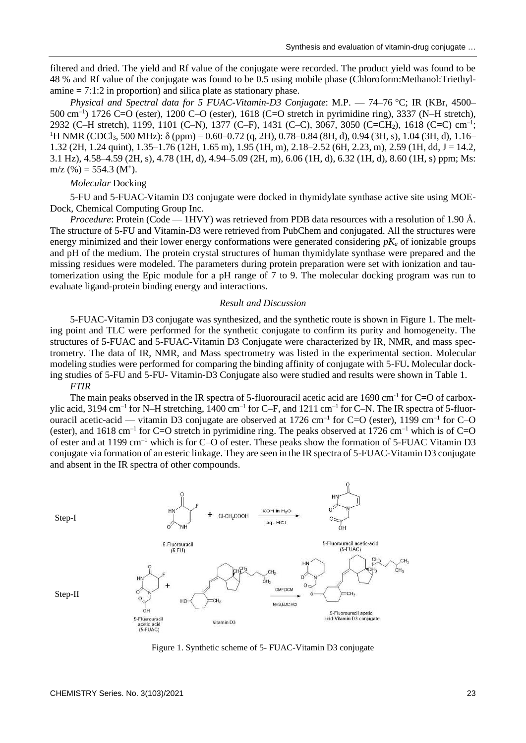filtered and dried. The yield and Rf value of the conjugate were recorded. The product yield was found to be 48 % and Rf value of the conjugate was found to be 0.5 using mobile phase (Chloroform:Methanol:Triethylamine = 7:1:2 in proportion) and silica plate as stationary phase.

*Physical and Spectral data for 5 FUAC-Vitamin-D3 Conjugate*: M.P. — 74–76 °C; IR (KBr, 4500–500 $cm^{-1}$) 1726 C=O (ester), 1200 C–O (ester), 1618 (C=O stretch in pyrimidine ring), 3337 (N–H stretch), 2932 (C–H stretch), 1199, 1101 (C–N), 1377 (C–F), 1431 (C–C), 3067, 3050 ($C=CH_2$), 1618 (C=C) $cm^{-1}$; $^1H$ NMR ($CDCl_3$, 500 MHz): δ (ppm) = 0.60–0.72 (q, 2H), 0.78–0.84 (8H, d), 0.94 (3H, s), 1.04 (3H, d), 1.16–1.32 (2H, 1.24 quint), 1.35–1.76 (12H, 1.65 m), 1.95 (1H, m), 2.18–2.52 (6H, 2.23, m), 2.59 (1H, dd, J = 14.2, 3.1 Hz), 4.58–4.59 (2H, s), 4.78 (1H, d), 4.94–5.09 (2H, m), 6.06 (1H, d), 6.32 (1H, d), 8.60 (1H, s) ppm; Ms: m/z (%) = 554.3 ($M^+$).

*Molecular* Docking

5-FU and 5-FUAC-Vitamin D3 conjugate were docked in thymidylate synthase active site using MOE-Dock, Chemical Computing Group Inc.

*Procedure*: Protein (Code — 1HVY) was retrieved from PDB data resources with a resolution of 1.90 Å. The structure of 5-FU and Vitamin-D3 were retrieved from PubChem and conjugated. All the structures were energy minimized and their lower energy conformations were generated considering $pK_a$ of ionizable groups and pH of the medium. The protein crystal structures of human thymidylate synthase were prepared and the missing residues were modeled. The parameters during protein preparation were set with ionization and tautomerization using the Epic module for a pH range of 7 to 9. The molecular docking program was run to evaluate ligand-protein binding energy and interactions.

*Result and Discussion*

5-FUAC-Vitamin D3 conjugate was synthesized, and the synthetic route is shown in Figure 1. The melting point and TLC were performed for the synthetic conjugate to confirm its purity and homogeneity. The structures of 5-FUAC and 5-FUAC-Vitamin D3 Conjugate were characterized by IR, NMR, and mass spectrometry. The data of IR, NMR, and Mass spectrometry was listed in the experimental section. Molecular modeling studies were performed for comparing the binding affinity of conjugate with 5-FU**.** Molecular docking studies of 5-FU and 5-FU- Vitamin-D3 Conjugate also were studied and results were shown in Table 1.

*FTIR*

The main peaks observed in the IR spectra of 5-fluorouracil acetic acid are 1690 $cm^{-1}$ for C=O of carboxylic acid, 3194 $cm^{-1}$ for N–H stretching, 1400 $cm^{-1}$ for C–F, and 1211 $cm^{-1}$ for C–N. The IR spectra of 5-fluorouracil acetic-acid — vitamin D3 conjugate are observed at 1726 $cm^{-1}$ for C=O (ester), 1199 $cm^{-1}$ for C–O (ester), and 1618 $cm^{-1}$ for C=O stretch in pyrimidine ring. The peaks observed at 1726 $cm^{-1}$ which is of C=O of ester and at 1199 $cm^{-1}$ which is for C–O of ester. These peaks show the formation of 5-FUAC Vitamin D3 conjugate via formation of an esteric linkage. They are seen in the IR spectra of 5-FUAC-Vitamin D3 conjugate and absent in the IR spectra of other compounds.

Step-I: 5-Fluorouracil (5-FU) + $Cl\text{-}CH_2COOH$ → (KOH in $H_2O$; aq. HCl) → 5-Fluorouracil acetic-acid (5-FUAC)

Step-II: 5-Fluorouracil acetic acid (5-FUAC) + Vitamin D3 → (DMF,DCM; NHS,EDC HCl) → 5-Fluorouracil acetic acid-Vitamin D3 conjugate

Figure 1. Synthetic scheme of 5- FUAC-Vitamin D3 conjugate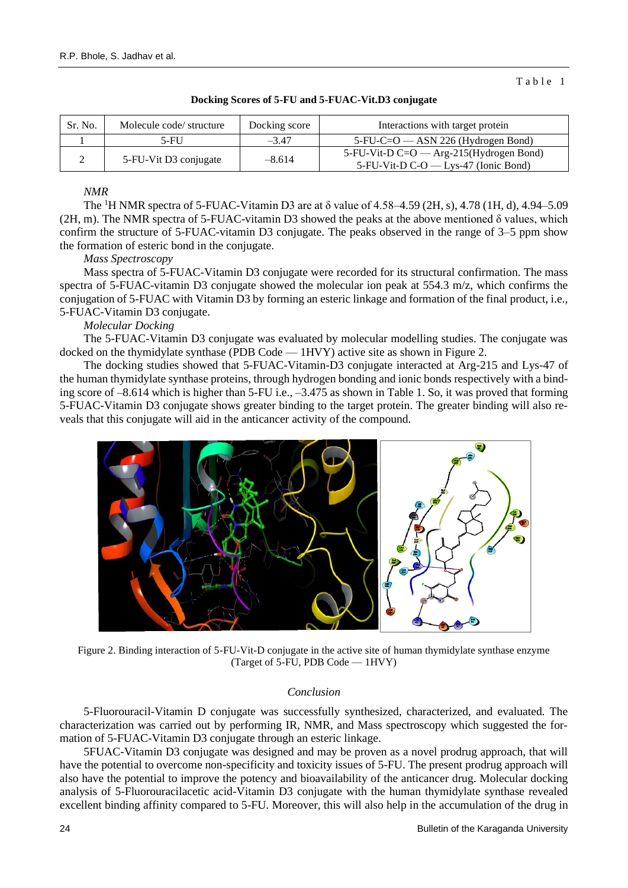Table 1

**Docking Scores of 5-FU and 5-FUAC-Vit.D3 conjugate**

| Sr. No. | Molecule code/ structure | Docking score | Interactions with target protein |
|---|---|---|---|
| 1 | 5-FU | –3.47 | 5-FU-C=O — ASN 226 (Hydrogen Bond) |
| 2 | 5-FU-Vit D3 conjugate | –8.614 | 5-FU-Vit-D C=O — Arg-215(Hydrogen Bond)<br>5-FU-Vit-D C-O — Lys-47 (Ionic Bond) |

*NMR*

The $^1$H NMR spectra of 5-FUAC-Vitamin D3 are at δ value of 4.58–4.59 (2H, s), 4.78 (1H, d), 4.94–5.09 (2H, m). The NMR spectra of 5-FUAC-vitamin D3 showed the peaks at the above mentioned δ values, which confirm the structure of 5-FUAC-vitamin D3 conjugate. The peaks observed in the range of 3–5 ppm show the formation of esteric bond in the conjugate.

*Mass Spectroscopy*

Mass spectra of 5-FUAC-Vitamin D3 conjugate were recorded for its structural confirmation. The mass spectra of 5-FUAC-vitamin D3 conjugate showed the molecular ion peak at 554.3 m/z, which confirms the conjugation of 5-FUAC with Vitamin D3 by forming an esteric linkage and formation of the final product, i.e., 5-FUAC-Vitamin D3 conjugate.

*Molecular Docking*

The 5-FUAC-Vitamin D3 conjugate was evaluated by molecular modelling studies. The conjugate was docked on the thymidylate synthase (PDB Code — 1HVY) active site as shown in Figure 2.

The docking studies showed that 5-FUAC-Vitamin-D3 conjugate interacted at Arg-215 and Lys-47 of the human thymidylate synthase proteins, through hydrogen bonding and ionic bonds respectively with a binding score of –8.614 which is higher than 5-FU i.e., –3.475 as shown in Table 1. So, it was proved that forming 5-FUAC-Vitamin D3 conjugate shows greater binding to the target protein. The greater binding will also reveals that this conjugate will aid in the anticancer activity of the compound.

Figure 2. Binding interaction of 5-FU-Vit-D conjugate in the active site of human thymidylate synthase enzyme (Target of 5-FU, PDB Code — 1HVY)

## Conclusion

5-Fluorouracil-Vitamin D conjugate was successfully synthesized, characterized, and evaluated. The characterization was carried out by performing IR, NMR, and Mass spectroscopy which suggested the formation of 5-FUAC-Vitamin D3 conjugate through an esteric linkage.

5FUAC-Vitamin D3 conjugate was designed and may be proven as a novel prodrug approach, that will have the potential to overcome non-specificity and toxicity issues of 5-FU. The present prodrug approach will also have the potential to improve the potency and bioavailability of the anticancer drug. Molecular docking analysis of 5-Fluorouracilacetic acid-Vitamin D3 conjugate with the human thymidylate synthase revealed excellent binding affinity compared to 5-FU. Moreover, this will also help in the accumulation of the drug in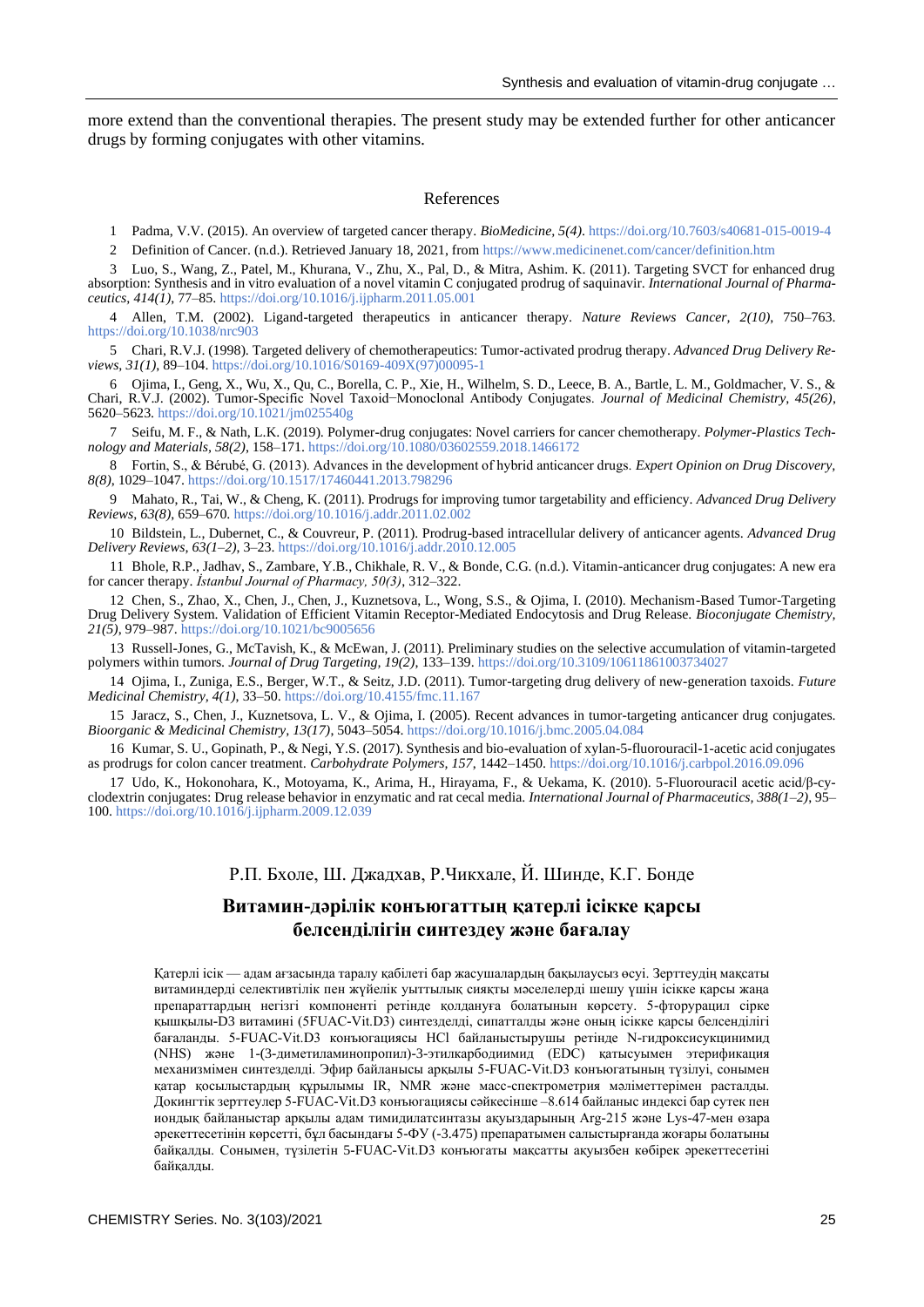more extend than the conventional therapies. The present study may be extended further for other anticancer drugs by forming conjugates with other vitamins.

## References

1 Padma, V.V. (2015). An overview of targeted cancer therapy. *BioMedicine, 5(4)*. https://doi.org/10.7603/s40681-015-0019-4

2 Definition of Cancer. (n.d.). Retrieved January 18, 2021, from https://www.medicinenet.com/cancer/definition.htm

3 Luo, S., Wang, Z., Patel, M., Khurana, V., Zhu, X., Pal, D., & Mitra, Ashim. K. (2011). Targeting SVCT for enhanced drug absorption: Synthesis and in vitro evaluation of a novel vitamin C conjugated prodrug of saquinavir. *International Journal of Pharmaceutics, 414(1)*, 77–85. https://doi.org/10.1016/j.ijpharm.2011.05.001

4 Allen, T.M. (2002). Ligand-targeted therapeutics in anticancer therapy. *Nature Reviews Cancer, 2(10)*, 750–763. https://doi.org/10.1038/nrc903

5 Chari, R.V.J. (1998). Targeted delivery of chemotherapeutics: Tumor-activated prodrug therapy. *Advanced Drug Delivery Reviews, 31(1)*, 89–104. https://doi.org/10.1016/S0169-409X(97)00095-1

6 Ojima, I., Geng, X., Wu, X., Qu, C., Borella, C. P., Xie, H., Wilhelm, S. D., Leece, B. A., Bartle, L. M., Goldmacher, V. S., & Chari, R.V.J. (2002). Tumor-Specific Novel Taxoid−Monoclonal Antibody Conjugates. *Journal of Medicinal Chemistry, 45(26)*, 5620–5623. https://doi.org/10.1021/jm025540g

7 Seifu, M. F., & Nath, L.K. (2019). Polymer-drug conjugates: Novel carriers for cancer chemotherapy. *Polymer-Plastics Technology and Materials, 58(2)*, 158–171. https://doi.org/10.1080/03602559.2018.1466172

8 Fortin, S., & Bérubé, G. (2013). Advances in the development of hybrid anticancer drugs. *Expert Opinion on Drug Discovery, 8(8)*, 1029–1047. https://doi.org/10.1517/17460441.2013.798296

9 Mahato, R., Tai, W., & Cheng, K. (2011). Prodrugs for improving tumor targetability and efficiency. *Advanced Drug Delivery Reviews, 63(8)*, 659–670. https://doi.org/10.1016/j.addr.2011.02.002

10 Bildstein, L., Dubernet, C., & Couvreur, P. (2011). Prodrug-based intracellular delivery of anticancer agents. *Advanced Drug Delivery Reviews, 63(1–2)*, 3–23. https://doi.org/10.1016/j.addr.2010.12.005

11 Bhole, R.P., Jadhav, S., Zambare, Y.B., Chikhale, R. V., & Bonde, C.G. (n.d.). Vitamin-anticancer drug conjugates: A new era for cancer therapy. *İstanbul Journal of Pharmacy, 50(3)*, 312–322.

12 Chen, S., Zhao, X., Chen, J., Chen, J., Kuznetsova, L., Wong, S.S., & Ojima, I. (2010). Mechanism-Based Tumor-Targeting Drug Delivery System. Validation of Efficient Vitamin Receptor-Mediated Endocytosis and Drug Release. *Bioconjugate Chemistry, 21(5)*, 979–987. https://doi.org/10.1021/bc9005656

13 Russell-Jones, G., McTavish, K., & McEwan, J. (2011). Preliminary studies on the selective accumulation of vitamin-targeted polymers within tumors. *Journal of Drug Targeting, 19(2)*, 133–139. https://doi.org/10.3109/10611861003734027

14 Ojima, I., Zuniga, E.S., Berger, W.T., & Seitz, J.D. (2011). Tumor-targeting drug delivery of new-generation taxoids. *Future Medicinal Chemistry, 4(1)*, 33–50. https://doi.org/10.4155/fmc.11.167

15 Jaracz, S., Chen, J., Kuznetsova, L. V., & Ojima, I. (2005). Recent advances in tumor-targeting anticancer drug conjugates. *Bioorganic & Medicinal Chemistry, 13(17)*, 5043–5054. https://doi.org/10.1016/j.bmc.2005.04.084

16 Kumar, S. U., Gopinath, P., & Negi, Y.S. (2017). Synthesis and bio-evaluation of xylan-5-fluorouracil-1-acetic acid conjugates as prodrugs for colon cancer treatment. *Carbohydrate Polymers, 157*, 1442–1450. https://doi.org/10.1016/j.carbpol.2016.09.096

17 Udo, K., Hokonohara, K., Motoyama, K., Arima, H., Hirayama, F., & Uekama, K. (2010). 5-Fluorouracil acetic acid/β-cyclodextrin conjugates: Drug release behavior in enzymatic and rat cecal media. *International Journal of Pharmaceutics, 388(1–2)*, 95–100. https://doi.org/10.1016/j.ijpharm.2009.12.039

Р.П. Бхоле, Ш. Джадхав, Р.Чикхале, Й. Шинде, К.Г. Бонде

## Витамин-дәрілік конъюгаттың қатерлі ісікке қарсы белсенділігін синтездеу және бағалау

Қатерлі ісік — адам ағзасында таралу қабілеті бар жасушалардың бақылаусыз өсуі. Зерттеудің мақсаты витаминдерді селективтілік пен жүйелік уыттылық сияқты мәселелерді шешу үшін ісікке қарсы жаңа препараттардың негізгі компоненті ретінде қолдануға болатынын көрсету. 5-фторурацил сірке қышқылы-D3 витамині (5FUAC-Vit.D3) синтезделді, сипатталды және оның ісікке қарсы белсенділігі бағаланды. 5-FUAC-Vit.D3 конъюгациясы HCl байланыстырушы ретінде N-гидроксисукцинимид (NHS) және 1-(3-диметиламинопропил)-3-этилкарбодиимид (EDC) қатысуымен этерификация механизмімен синтезделді. Эфир байланысы арқылы 5-FUAC-Vit.D3 конъюгатының түзілуі, сонымен қатар қосылыстардың құрылымы IR, NMR және масс-спектрометрия мәліметтерімен расталды. Докингтік зерттеулер 5-FUAC-Vit.D3 конъюгациясы сәйкесінше –8.614 байланыс индексі бар сутек пен иондық байланыстар арқылы адам тимидилатсинтазы ақуыздарының Arg-215 және Lys-47-мен өзара әрекеттесетінін көрсетті, бұл басындағы 5-ФУ (-3.475) препаратымен салыстырғанда жоғары болатыны байқалды. Сонымен, түзілетін 5-FUAC-Vit.D3 конъюгаты мақсатты ақуызбен көбірек әрекеттесетіні байқалды.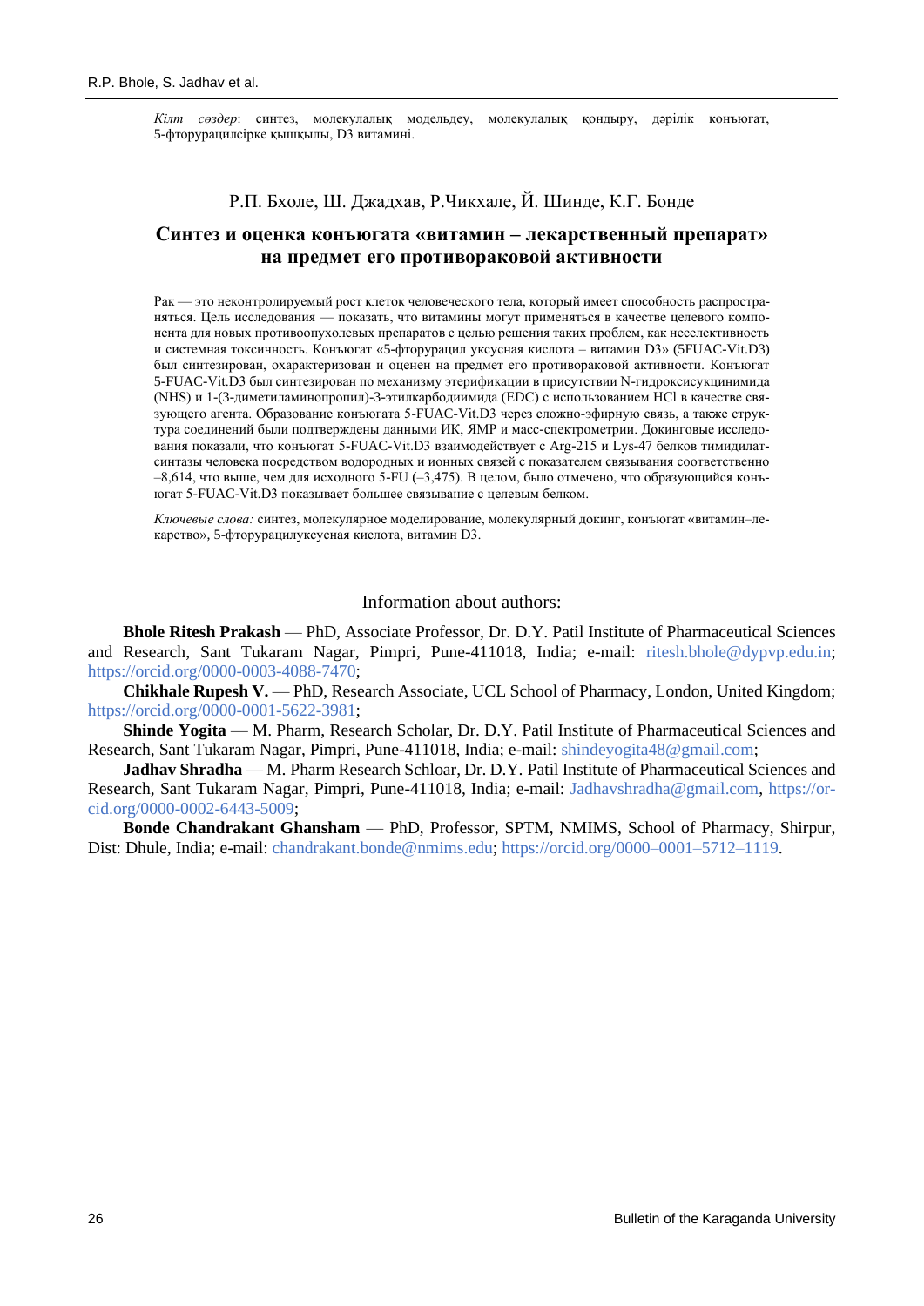*Кілт сөздер*: синтез, молекулалық модельдеу, молекулалық қондыру, дәрілік конъюгат, 5-фторурацилсірке қышқылы, D3 витамині.

Р.П. Бхоле, Ш. Джадхав, Р.Чикхале, Й. Шинде, К.Г. Бонде

## Синтез и оценка конъюгата «витамин – лекарственный препарат» на предмет его противораковой активности

Рак — это неконтролируемый рост клеток человеческого тела, который имеет способность распространяться. Цель исследования — показать, что витамины могут применяться в качестве целевого компонента для новых противоопухолевых препаратов с целью решения таких проблем, как неселективность и системная токсичность. Конъюгат «5-фторурацил уксусная кислота – витамин D3» (5FUAC-Vit.D3) был синтезирован, охарактеризован и оценен на предмет его противораковой активности. Конъюгат 5-FUAC-Vit.D3 был синтезирован по механизму этерификации в присутствии N-гидроксисукцинимида (NHS) и 1-(3-диметиламинопропил)-3-этилкарбодиимида (EDC) с использованием HCl в качестве связующего агента. Образование конъюгата 5-FUAC-Vit.D3 через сложно-эфирную связь, а также структура соединений были подтверждены данными ИК, ЯМР и масс-спектрометрии. Докинговые исследования показали, что конъюгат 5-FUAC-Vit.D3 взаимодействует с Arg-215 и Lys-47 белков тимидилатсинтазы человека посредством водородных и ионных связей с показателем связывания соответственно –8,614, что выше, чем для исходного 5-FU (–3,475). В целом, было отмечено, что образующийся конъюгат 5-FUAC-Vit.D3 показывает большее связывание с целевым белком.

*Ключевые слова:* синтез, молекулярное моделирование, молекулярный докинг, конъюгат «витамин–лекарство», 5-фторурацилуксусная кислота, витамин D3.

## Information about authors:

**Bhole Ritesh Prakash** — PhD, Associate Professor, Dr. D.Y. Patil Institute of Pharmaceutical Sciences and Research, Sant Tukaram Nagar, Pimpri, Pune-411018, India; e-mail: ritesh.bhole@dypvp.edu.in; https://orcid.org/0000-0003-4088-7470;

**Chikhale Rupesh V.** — PhD, Research Associate, UCL School of Pharmacy, London, United Kingdom; https://orcid.org/0000-0001-5622-3981;

**Shinde Yogita** — M. Pharm, Research Scholar, Dr. D.Y. Patil Institute of Pharmaceutical Sciences and Research, Sant Tukaram Nagar, Pimpri, Pune-411018, India; e-mail: shindeyogita48@gmail.com;

**Jadhav Shradha** — M. Pharm Research Schloar, Dr. D.Y. Patil Institute of Pharmaceutical Sciences and Research, Sant Tukaram Nagar, Pimpri, Pune-411018, India; e-mail: Jadhavshradha@gmail.com, https://orcid.org/0000-0002-6443-5009;

**Bonde Chandrakant Ghansham** — PhD, Professor, SPTM, NMIMS, School of Pharmacy, Shirpur, Dist: Dhule, India; e-mail: chandrakant.bonde@nmims.edu; https://orcid.org/0000–0001–5712–1119.